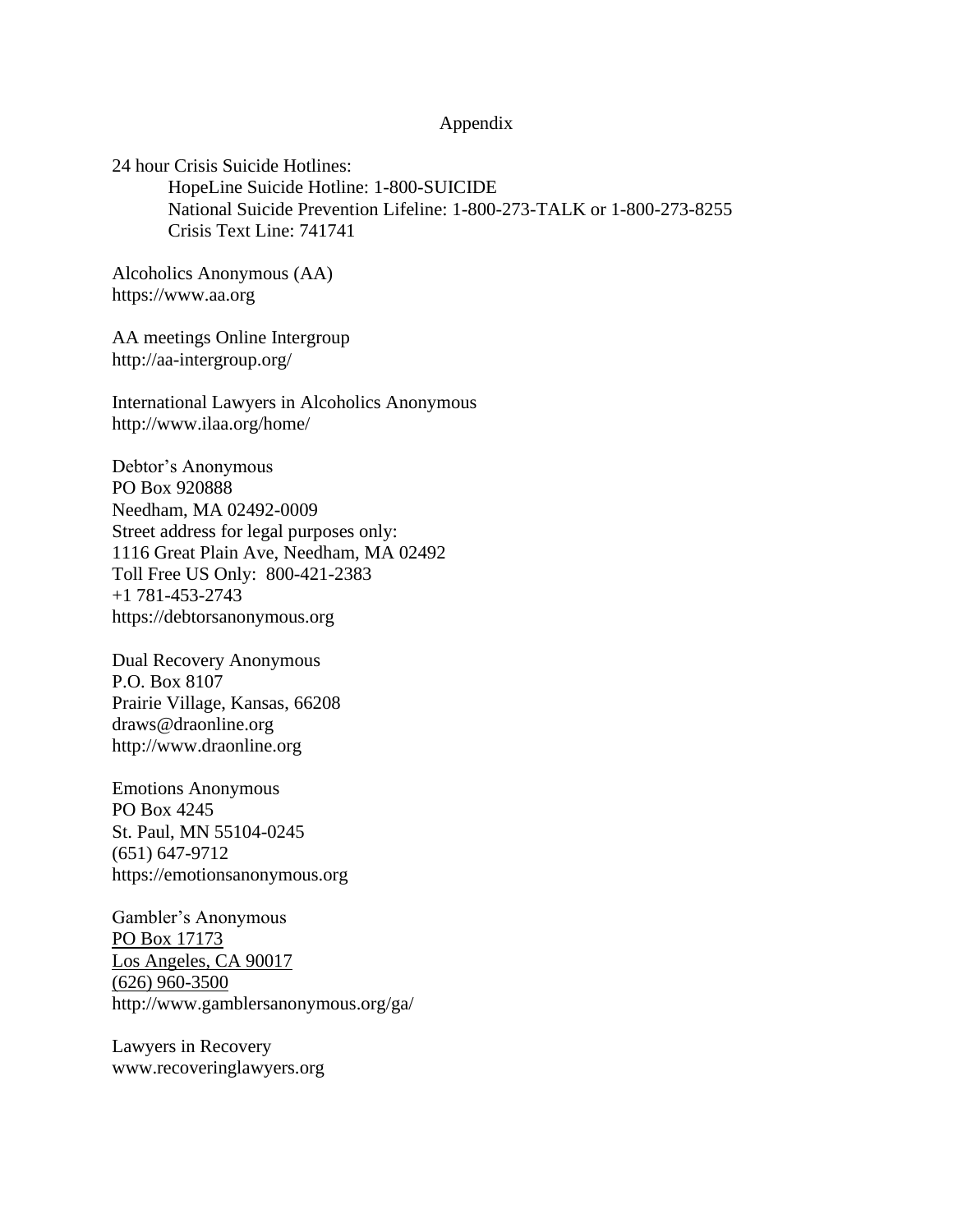# Appendix

24 hour Crisis Suicide Hotlines:

HopeLine Suicide Hotline: 1-800-SUICIDE
National Suicide Prevention Lifeline: 1-800-273-TALK or 1-800-273-8255
Crisis Text Line: 741741

Alcoholics Anonymous (AA)
https://www.aa.org

AA meetings Online Intergroup
http://aa-intergroup.org/

International Lawyers in Alcoholics Anonymous
http://www.ilaa.org/home/

Debtor's Anonymous
PO Box 920888
Needham, MA 02492-0009
Street address for legal purposes only:
1116 Great Plain Ave, Needham, MA 02492
Toll Free US Only: 800-421-2383
+1 781-453-2743
https://debtorsanonymous.org

Dual Recovery Anonymous
P.O. Box 8107
Prairie Village, Kansas, 66208
draws@draonline.org
http://www.draonline.org

Emotions Anonymous
PO Box 4245
St. Paul, MN 55104-0245
(651) 647-9712
https://emotionsanonymous.org

Gambler's Anonymous
PO Box 17173
Los Angeles, CA 90017
(626) 960-3500
http://www.gamblersanonymous.org/ga/

Lawyers in Recovery
www.recoveringlawyers.org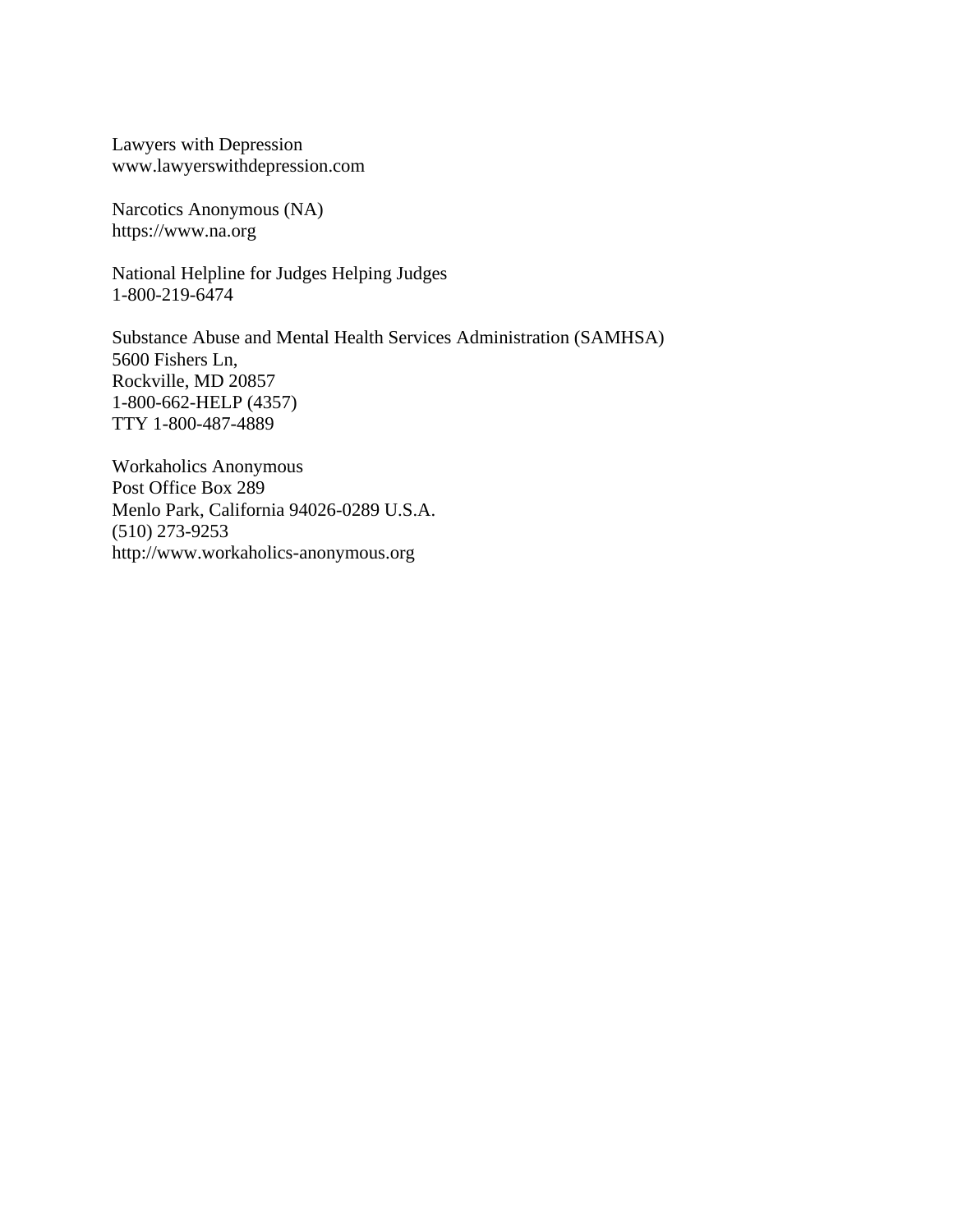Lawyers with Depression
www.lawyerswithdepression.com

Narcotics Anonymous (NA)
https://www.na.org

National Helpline for Judges Helping Judges
1-800-219-6474

Substance Abuse and Mental Health Services Administration (SAMHSA)
5600 Fishers Ln,
Rockville, MD 20857
1-800-662-HELP (4357)
TTY 1-800-487-4889

Workaholics Anonymous
Post Office Box 289
Menlo Park, California 94026-0289 U.S.A.
(510) 273-9253
http://www.workaholics-anonymous.org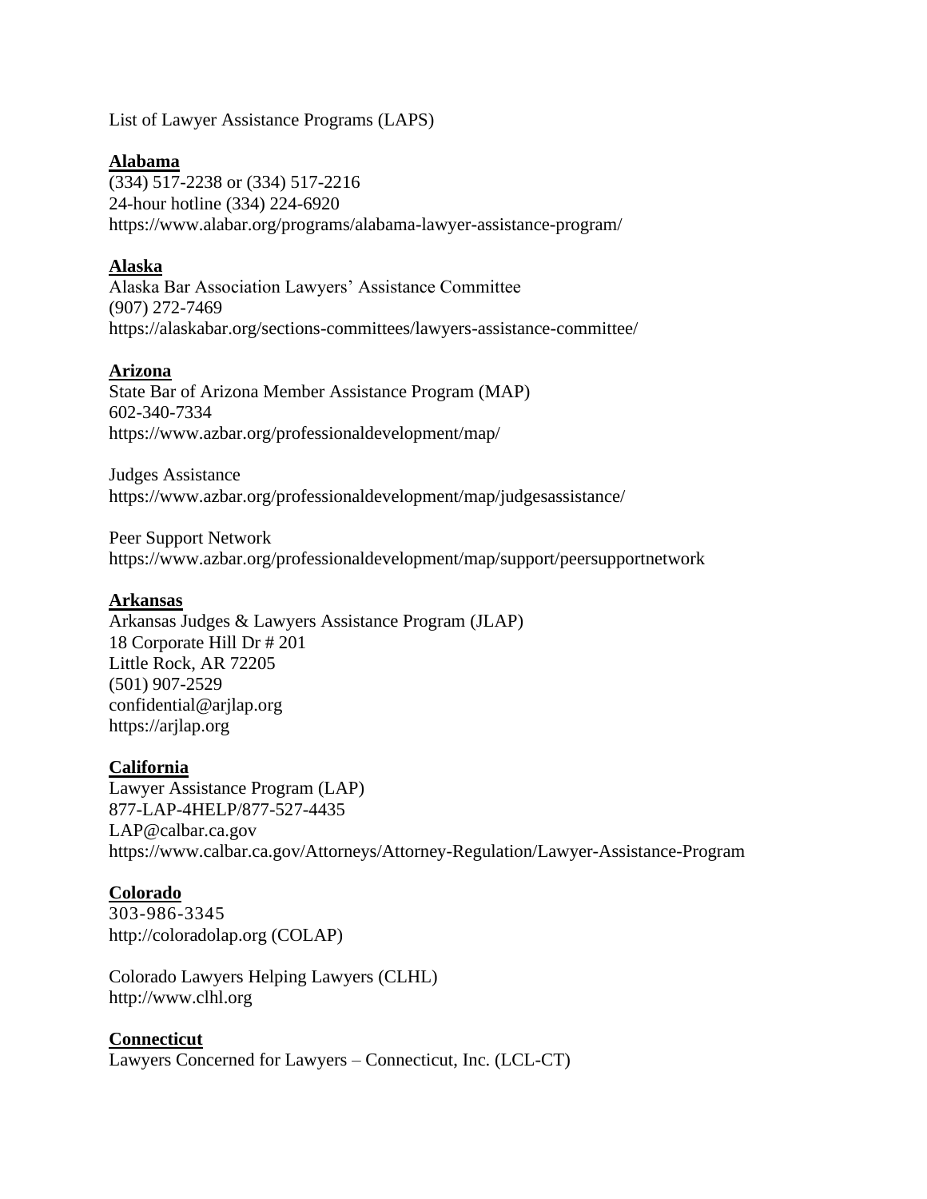List of Lawyer Assistance Programs (LAPS)

**Alabama**

(334) 517-2238 or (334) 517-2216
24-hour hotline (334) 224-6920
https://www.alabar.org/programs/alabama-lawyer-assistance-program/

**Alaska**

Alaska Bar Association Lawyers' Assistance Committee
(907) 272-7469
https://alaskabar.org/sections-committees/lawyers-assistance-committee/

**Arizona**

State Bar of Arizona Member Assistance Program (MAP)
602-340-7334
https://www.azbar.org/professionaldevelopment/map/

Judges Assistance
https://www.azbar.org/professionaldevelopment/map/judgesassistance/

Peer Support Network
https://www.azbar.org/professionaldevelopment/map/support/peersupportnetwork

**Arkansas**

Arkansas Judges & Lawyers Assistance Program (JLAP)
18 Corporate Hill Dr # 201
Little Rock, AR 72205
(501) 907-2529
confidential@arjlap.org
https://arjlap.org

**California**

Lawyer Assistance Program (LAP)
877-LAP-4HELP/877-527-4435
LAP@calbar.ca.gov
https://www.calbar.ca.gov/Attorneys/Attorney-Regulation/Lawyer-Assistance-Program

**Colorado**

303-986-3345
http://coloradolap.org (COLAP)

Colorado Lawyers Helping Lawyers (CLHL)
http://www.clhl.org

**Connecticut**

Lawyers Concerned for Lawyers – Connecticut, Inc. (LCL-CT)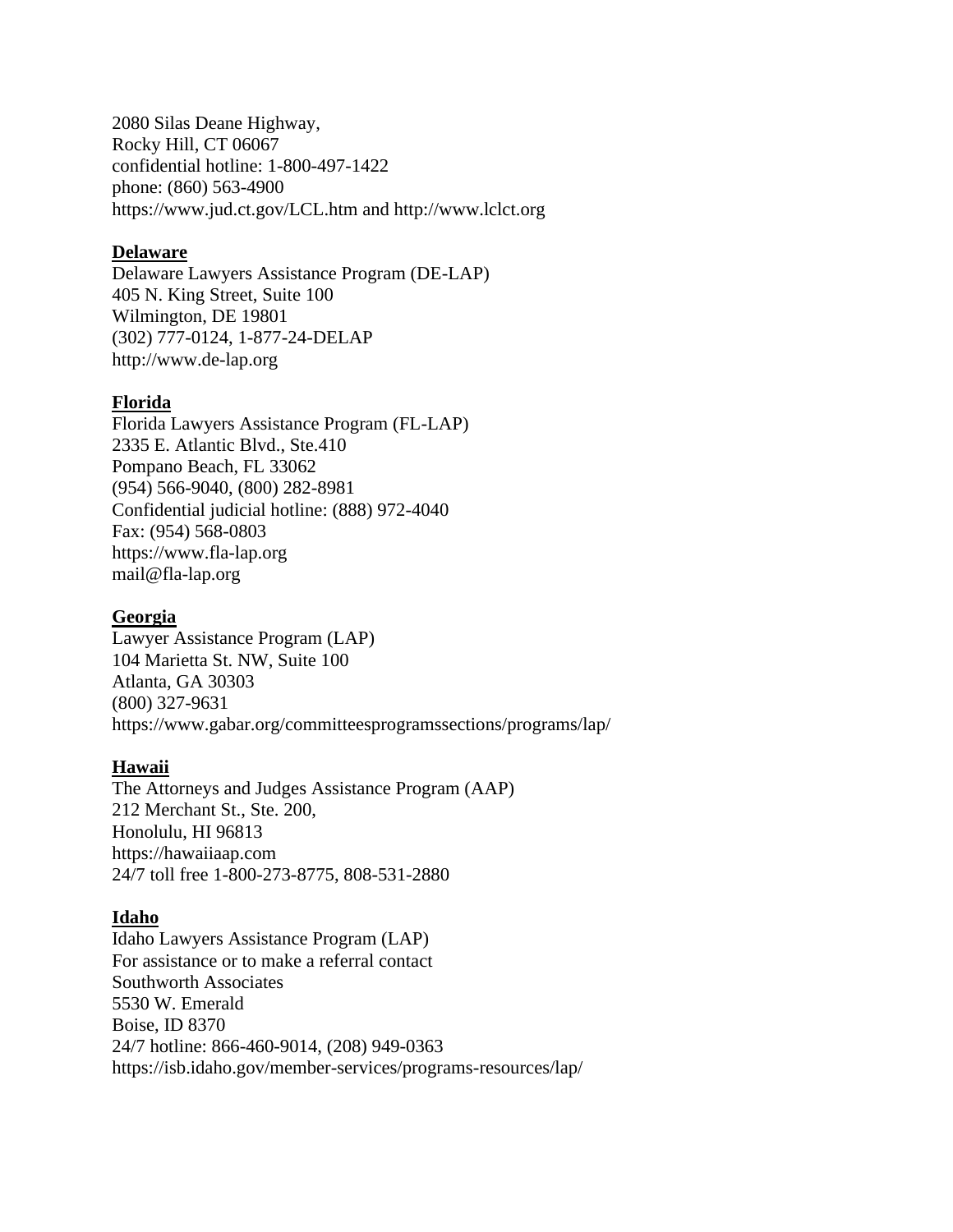2080 Silas Deane Highway,
Rocky Hill, CT 06067
confidential hotline: 1-800-497-1422
phone: (860) 563-4900
https://www.jud.ct.gov/LCL.htm and http://www.lclct.org

**Delaware**
Delaware Lawyers Assistance Program (DE-LAP)
405 N. King Street, Suite 100
Wilmington, DE 19801
(302) 777-0124, 1-877-24-DELAP
http://www.de-lap.org

**Florida**
Florida Lawyers Assistance Program (FL-LAP)
2335 E. Atlantic Blvd., Ste.410
Pompano Beach, FL 33062
(954) 566-9040, (800) 282-8981
Confidential judicial hotline: (888) 972-4040
Fax: (954) 568-0803
https://www.fla-lap.org
mail@fla-lap.org

**Georgia**
Lawyer Assistance Program (LAP)
104 Marietta St. NW, Suite 100
Atlanta, GA 30303
(800) 327-9631
https://www.gabar.org/committeesprogramssections/programs/lap/

**Hawaii**
The Attorneys and Judges Assistance Program (AAP)
212 Merchant St., Ste. 200,
Honolulu, HI 96813
https://hawaiiaap.com
24/7 toll free 1-800-273-8775, 808-531-2880

**Idaho**
Idaho Lawyers Assistance Program (LAP)
For assistance or to make a referral contact
Southworth Associates
5530 W. Emerald
Boise, ID 8370
24/7 hotline: 866-460-9014, (208) 949-0363
https://isb.idaho.gov/member-services/programs-resources/lap/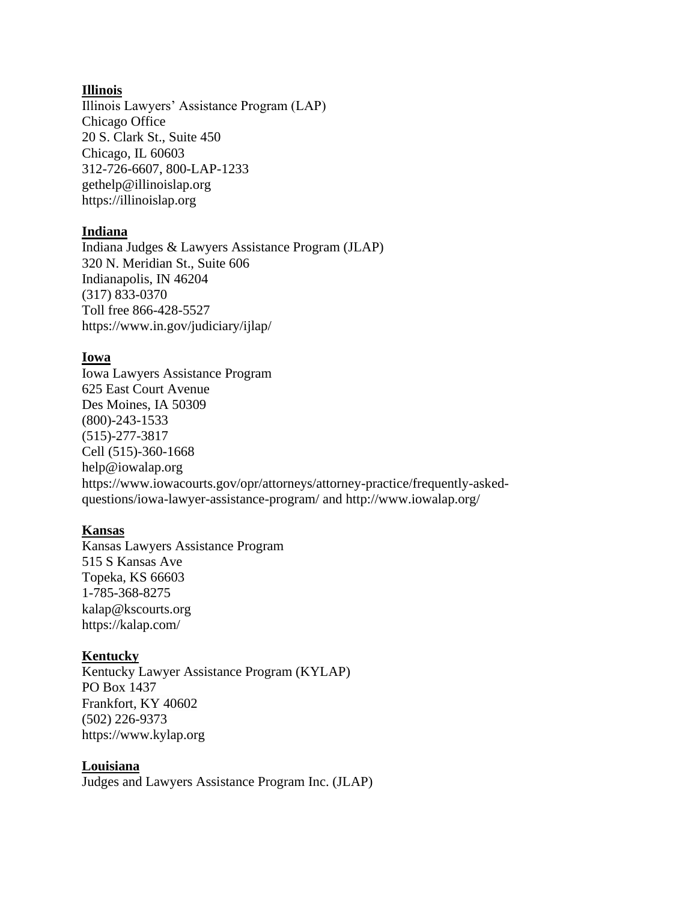**Illinois**
Illinois Lawyers' Assistance Program (LAP)
Chicago Office
20 S. Clark St., Suite 450
Chicago, IL 60603
312-726-6607, 800-LAP-1233
gethelp@illinoislap.org
https://illinoislap.org

**Indiana**
Indiana Judges & Lawyers Assistance Program (JLAP)
320 N. Meridian St., Suite 606
Indianapolis, IN 46204
(317) 833-0370
Toll free 866-428-5527
https://www.in.gov/judiciary/ijlap/

**Iowa**
Iowa Lawyers Assistance Program
625 East Court Avenue
Des Moines, IA 50309
(800)-243-1533
(515)-277-3817
Cell (515)-360-1668
help@iowalap.org
https://www.iowacourts.gov/opr/attorneys/attorney-practice/frequently-asked-questions/iowa-lawyer-assistance-program/ and http://www.iowalap.org/

**Kansas**
Kansas Lawyers Assistance Program
515 S Kansas Ave
Topeka, KS 66603
1-785-368-8275
kalap@kscourts.org
https://kalap.com/

**Kentucky**
Kentucky Lawyer Assistance Program (KYLAP)
PO Box 1437
Frankfort, KY 40602
(502) 226-9373
https://www.kylap.org

**Louisiana**
Judges and Lawyers Assistance Program Inc. (JLAP)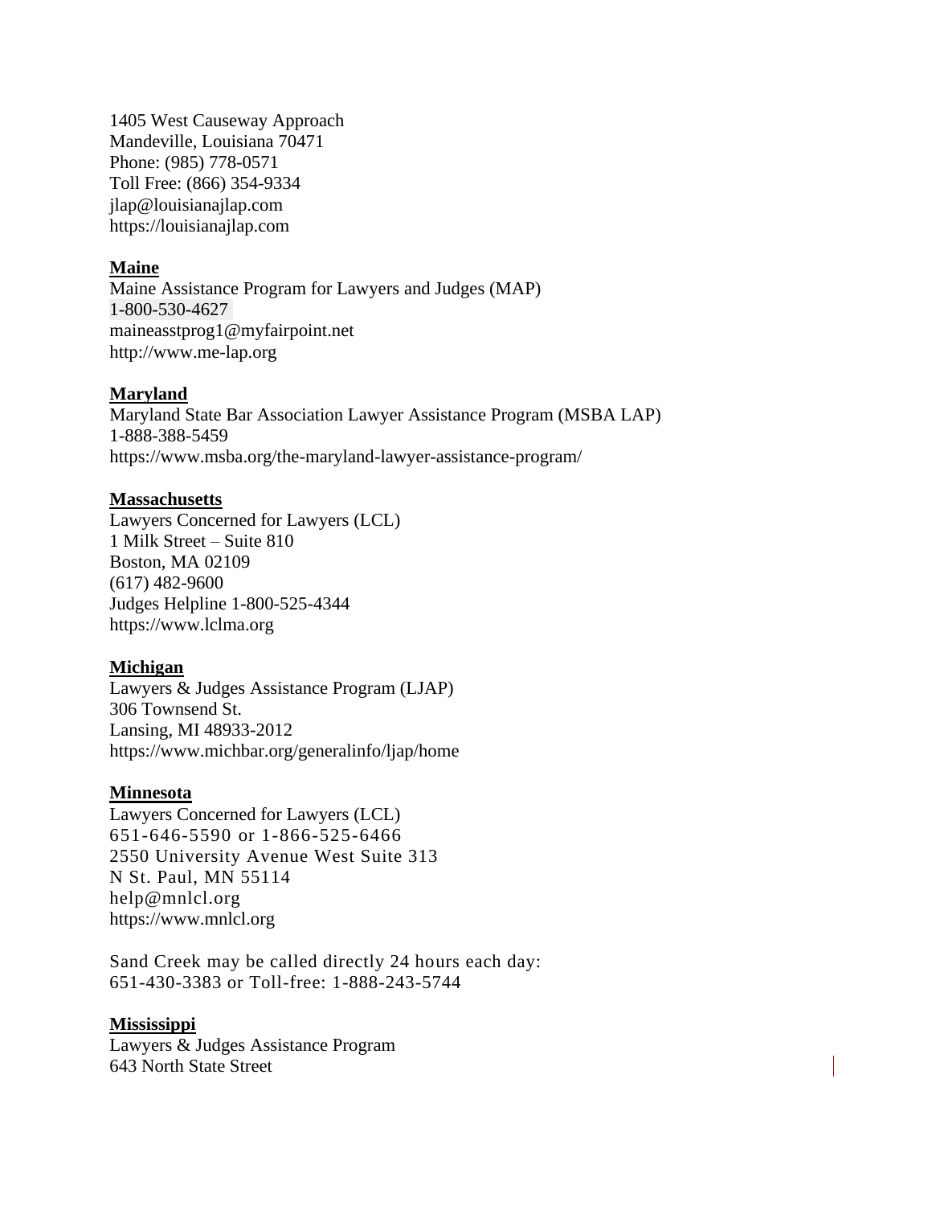1405 West Causeway Approach
Mandeville, Louisiana 70471
Phone: (985) 778-0571
Toll Free: (866) 354-9334
jlap@louisianajlap.com
https://louisianajlap.com

**Maine**

Maine Assistance Program for Lawyers and Judges (MAP)
1-800-530-4627
maineasstprog1@myfairpoint.net
http://www.me-lap.org

**Maryland**

Maryland State Bar Association Lawyer Assistance Program (MSBA LAP)
1-888-388-5459
https://www.msba.org/the-maryland-lawyer-assistance-program/

**Massachusetts**

Lawyers Concerned for Lawyers (LCL)
1 Milk Street – Suite 810
Boston, MA 02109
(617) 482-9600
Judges Helpline 1-800-525-4344
https://www.lclma.org

**Michigan**

Lawyers & Judges Assistance Program (LJAP)
306 Townsend St.
Lansing, MI 48933-2012
https://www.michbar.org/generalinfo/ljap/home

**Minnesota**

Lawyers Concerned for Lawyers (LCL)
651-646-5590 or 1-866-525-6466
2550 University Avenue West Suite 313
N St. Paul, MN 55114
help@mnlcl.org
https://www.mnlcl.org

Sand Creek may be called directly 24 hours each day:
651-430-3383 or Toll-free: 1-888-243-5744

**Mississippi**

Lawyers & Judges Assistance Program
643 North State Street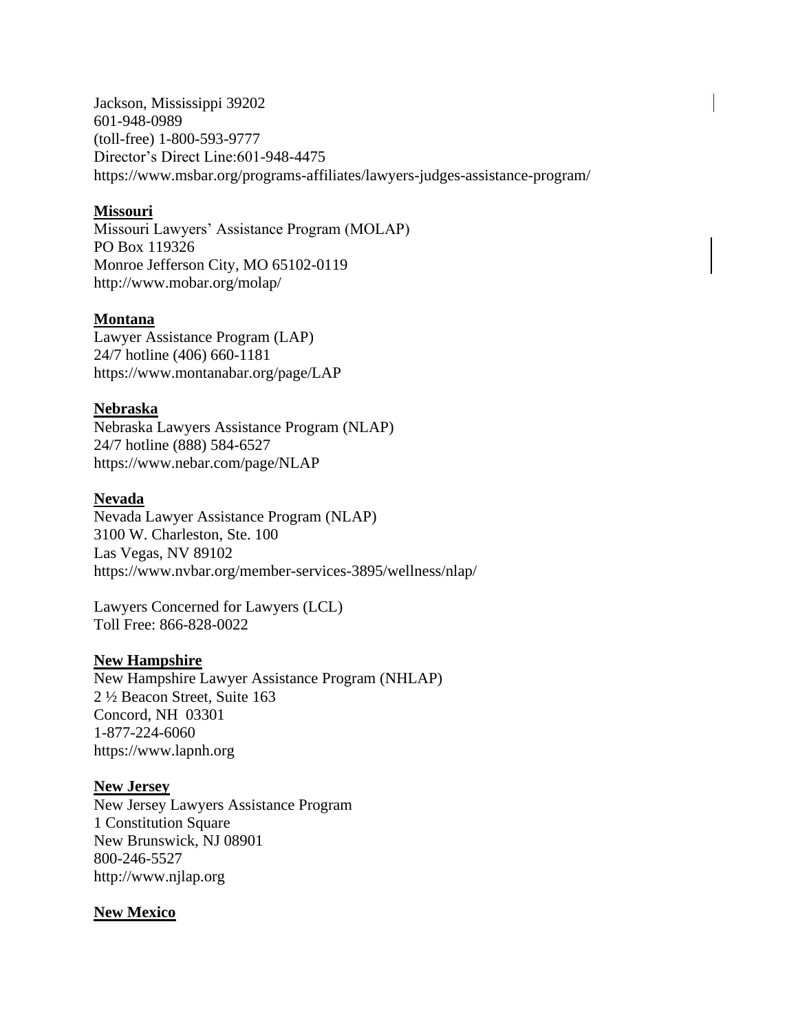Jackson, Mississippi 39202
601-948-0989
(toll-free) 1-800-593-9777
Director's Direct Line:601-948-4475
https://www.msbar.org/programs-affiliates/lawyers-judges-assistance-program/

**Missouri**
Missouri Lawyers' Assistance Program (MOLAP)
PO Box 119326
Monroe Jefferson City, MO 65102-0119
http://www.mobar.org/molap/

**Montana**
Lawyer Assistance Program (LAP)
24/7 hotline (406) 660-1181
https://www.montanabar.org/page/LAP

**Nebraska**
Nebraska Lawyers Assistance Program (NLAP)
24/7 hotline (888) 584-6527
https://www.nebar.com/page/NLAP

**Nevada**
Nevada Lawyer Assistance Program (NLAP)
3100 W. Charleston, Ste. 100
Las Vegas, NV 89102
https://www.nvbar.org/member-services-3895/wellness/nlap/

Lawyers Concerned for Lawyers (LCL)
Toll Free: 866-828-0022

**New Hampshire**
New Hampshire Lawyer Assistance Program (NHLAP)
2 ½ Beacon Street, Suite 163
Concord, NH 03301
1-877-224-6060
https://www.lapnh.org

**New Jersey**
New Jersey Lawyers Assistance Program
1 Constitution Square
New Brunswick, NJ 08901
800-246-5527
http://www.njlap.org

**New Mexico**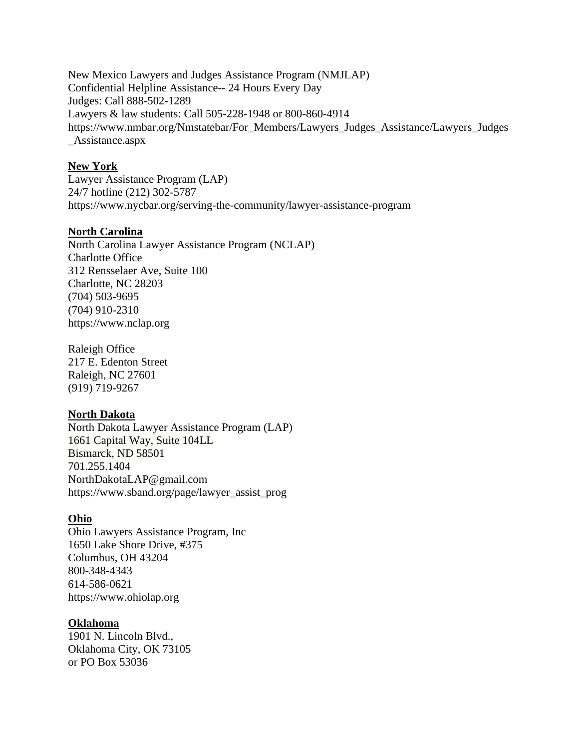New Mexico Lawyers and Judges Assistance Program (NMJLAP)
Confidential Helpline Assistance-- 24 Hours Every Day
Judges: Call 888-502-1289
Lawyers & law students: Call 505-228-1948 or 800-860-4914
https://www.nmbar.org/Nmstatebar/For_Members/Lawyers_Judges_Assistance/Lawyers_Judges_Assistance.aspx

**New York**
Lawyer Assistance Program (LAP)
24/7 hotline (212) 302-5787
https://www.nycbar.org/serving-the-community/lawyer-assistance-program

**North Carolina**
North Carolina Lawyer Assistance Program (NCLAP)
Charlotte Office
312 Rensselaer Ave, Suite 100
Charlotte, NC 28203
(704) 503-9695
(704) 910-2310
https://www.nclap.org

Raleigh Office
217 E. Edenton Street
Raleigh, NC 27601
(919) 719-9267

**North Dakota**
North Dakota Lawyer Assistance Program (LAP)
1661 Capital Way, Suite 104LL
Bismarck, ND 58501
701.255.1404
NorthDakotaLAP@gmail.com
https://www.sband.org/page/lawyer_assist_prog

**Ohio**
Ohio Lawyers Assistance Program, Inc
1650 Lake Shore Drive, #375
Columbus, OH 43204
800-348-4343
614-586-0621
https://www.ohiolap.org

**Oklahoma**
1901 N. Lincoln Blvd.,
Oklahoma City, OK 73105
or PO Box 53036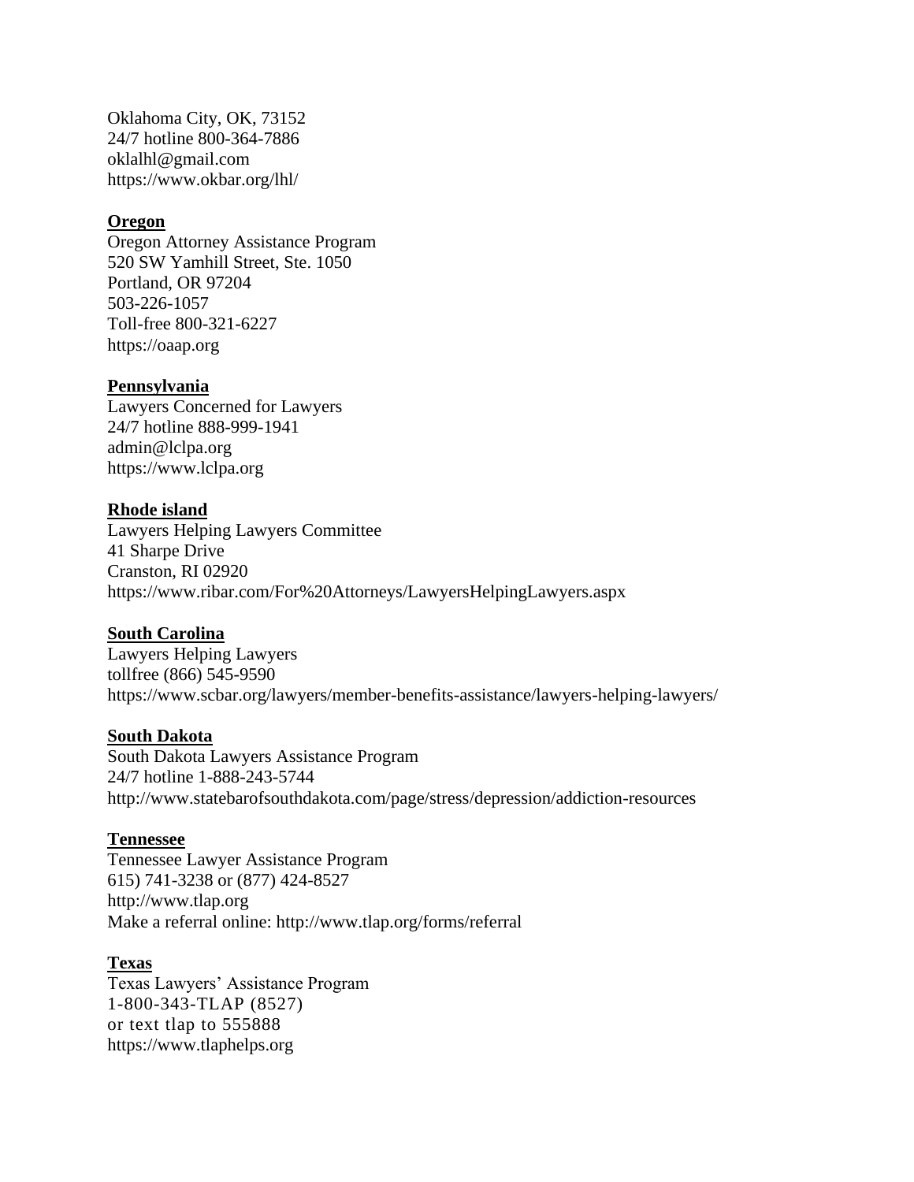Oklahoma City, OK, 73152
24/7 hotline 800-364-7886
oklalhl@gmail.com
https://www.okbar.org/lhl/

**Oregon**
Oregon Attorney Assistance Program
520 SW Yamhill Street, Ste. 1050
Portland, OR 97204
503-226-1057
Toll-free 800-321-6227
https://oaap.org

**Pennsylvania**
Lawyers Concerned for Lawyers
24/7 hotline 888-999-1941
admin@lclpa.org
https://www.lclpa.org

**Rhode island**
Lawyers Helping Lawyers Committee
41 Sharpe Drive
Cranston, RI 02920
https://www.ribar.com/For%20Attorneys/LawyersHelpingLawyers.aspx

**South Carolina**
Lawyers Helping Lawyers
tollfree (866) 545-9590
https://www.scbar.org/lawyers/member-benefits-assistance/lawyers-helping-lawyers/

**South Dakota**
South Dakota Lawyers Assistance Program
24/7 hotline 1-888-243-5744
http://www.statebarofsouthdakota.com/page/stress/depression/addiction-resources

**Tennessee**
Tennessee Lawyer Assistance Program
615) 741-3238 or (877) 424-8527
http://www.tlap.org
Make a referral online: http://www.tlap.org/forms/referral

**Texas**
Texas Lawyers' Assistance Program
1-800-343-TLAP (8527)
or text tlap to 555888
https://www.tlaphelps.org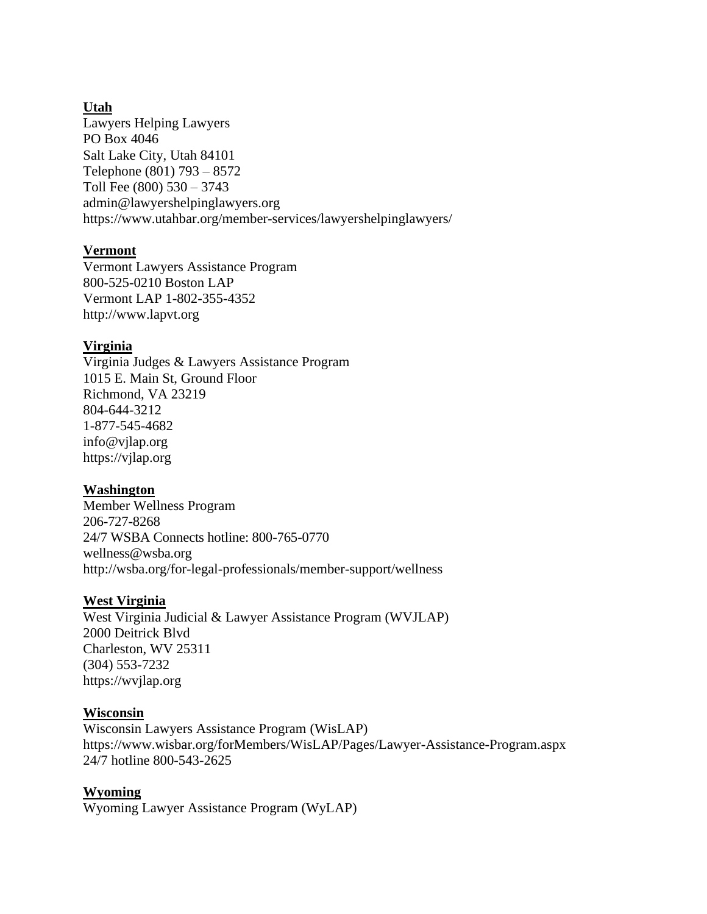**Utah**
Lawyers Helping Lawyers
PO Box 4046
Salt Lake City, Utah 84101
Telephone (801) 793 – 8572
Toll Fee (800) 530 – 3743
admin@lawyershelpinglawyers.org
https://www.utahbar.org/member-services/lawyershelpinglawyers/

**Vermont**
Vermont Lawyers Assistance Program
800-525-0210 Boston LAP
Vermont LAP 1-802-355-4352
http://www.lapvt.org

**Virginia**
Virginia Judges & Lawyers Assistance Program
1015 E. Main St, Ground Floor
Richmond, VA 23219
804-644-3212
1-877-545-4682
info@vjlap.org
https://vjlap.org

**Washington**
Member Wellness Program
206-727-8268
24/7 WSBA Connects hotline: 800-765-0770
wellness@wsba.org
http://wsba.org/for-legal-professionals/member-support/wellness

**West Virginia**
West Virginia Judicial & Lawyer Assistance Program (WVJLAP)
2000 Deitrick Blvd
Charleston, WV 25311
(304) 553-7232
https://wvjlap.org

**Wisconsin**
Wisconsin Lawyers Assistance Program (WisLAP)
https://www.wisbar.org/forMembers/WisLAP/Pages/Lawyer-Assistance-Program.aspx
24/7 hotline 800-543-2625

**Wyoming**
Wyoming Lawyer Assistance Program (WyLAP)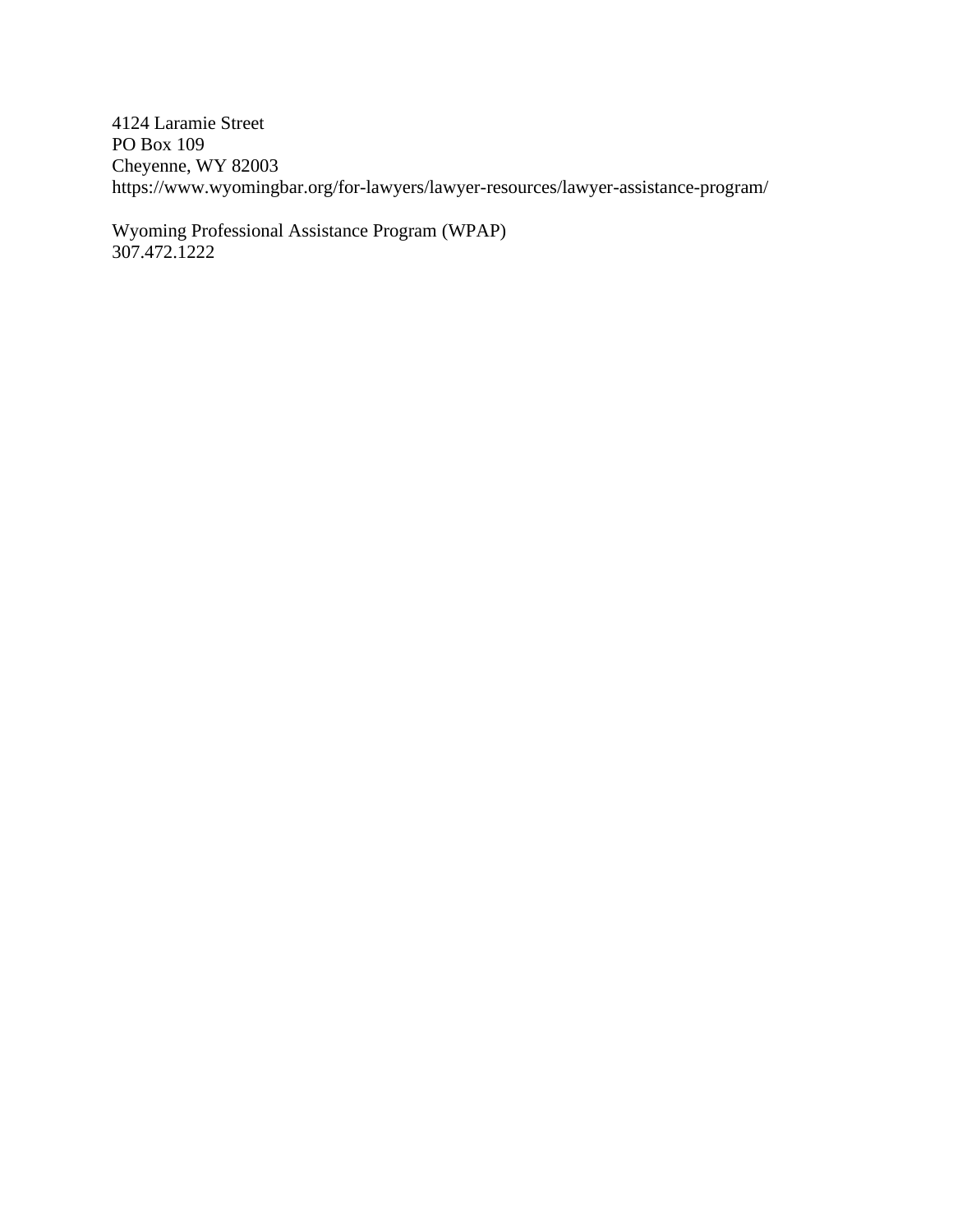4124 Laramie Street
PO Box 109
Cheyenne, WY 82003
https://www.wyomingbar.org/for-lawyers/lawyer-resources/lawyer-assistance-program/

Wyoming Professional Assistance Program (WPAP)
307.472.1222